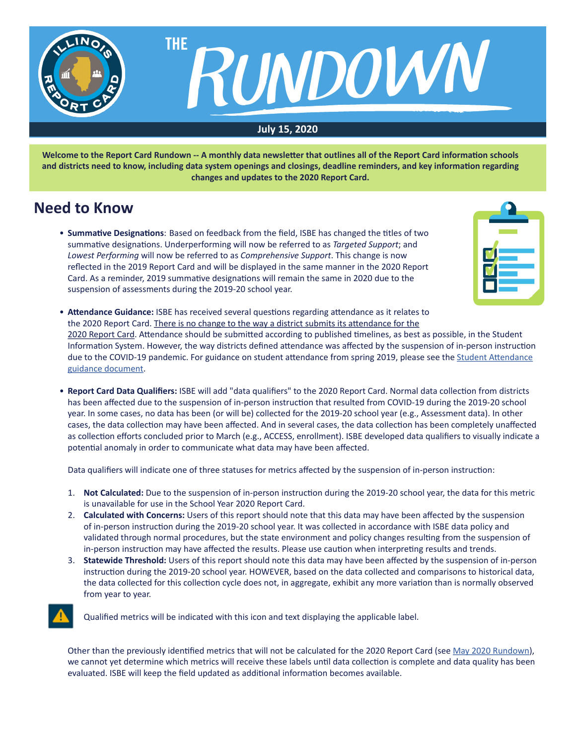# THE RUNDOWN

**July 15, 2020**

**Welcome to the Report Card Rundown -- A monthly data newsletter that outlines all of the Report Card information schools and districts need to know, including data system openings and closings, deadline reminders, and key information regarding changes and updates to the 2020 Report Card.**

## Need to Know

- **Summative Designations**: Based on feedback from the field, ISBE has changed the titles of two summative designations. Underperforming will now be referred to as *Targeted Support*; and *Lowest Performing* will now be referred to as *Comprehensive Support*. This change is now reflected in the 2019 Report Card and will be displayed in the same manner in the 2020 Report Card. As a reminder, 2019 summative designations will remain the same in 2020 due to the suspension of assessments during the 2019-20 school year.

- **Attendance Guidance:** ISBE has received several questions regarding attendance as it relates to the 2020 Report Card. There is no change to the way a district submits its attendance for the 2020 Report Card. Attendance should be submitted according to published timelines, as best as possible, in the Student Information System. However, the way districts defined attendance was affected by the suspension of in-person instruction due to the COVID-19 pandemic. For guidance on student attendance from spring 2019, please see the Student Attendance guidance document.

- **Report Card Data Qualifiers:** ISBE will add "data qualifiers" to the 2020 Report Card. Normal data collection from districts has been affected due to the suspension of in-person instruction that resulted from COVID-19 during the 2019-20 school year. In some cases, no data has been (or will be) collected for the 2019-20 school year (e.g., Assessment data). In other cases, the data collection may have been affected. And in several cases, the data collection has been completely unaffected as collection efforts concluded prior to March (e.g., ACCESS, enrollment). ISBE developed data qualifiers to visually indicate a potential anomaly in order to communicate what data may have been affected.

  Data qualifiers will indicate one of three statuses for metrics affected by the suspension of in-person instruction:

  1. **Not Calculated:** Due to the suspension of in-person instruction during the 2019-20 school year, the data for this metric is unavailable for use in the School Year 2020 Report Card.
  2. **Calculated with Concerns:** Users of this report should note that this data may have been affected by the suspension of in-person instruction during the 2019-20 school year. It was collected in accordance with ISBE data policy and validated through normal procedures, but the state environment and policy changes resulting from the suspension of in-person instruction may have affected the results. Please use caution when interpreting results and trends.
  3. **Statewide Threshold:** Users of this report should note this data may have been affected by the suspension of in-person instruction during the 2019-20 school year. HOWEVER, based on the data collected and comparisons to historical data, the data collected for this collection cycle does not, in aggregate, exhibit any more variation than is normally observed from year to year.

  Qualified metrics will be indicated with this icon and text displaying the applicable label.

  Other than the previously identified metrics that will not be calculated for the 2020 Report Card (see May 2020 Rundown), we cannot yet determine which metrics will receive these labels until data collection is complete and data quality has been evaluated. ISBE will keep the field updated as additional information becomes available.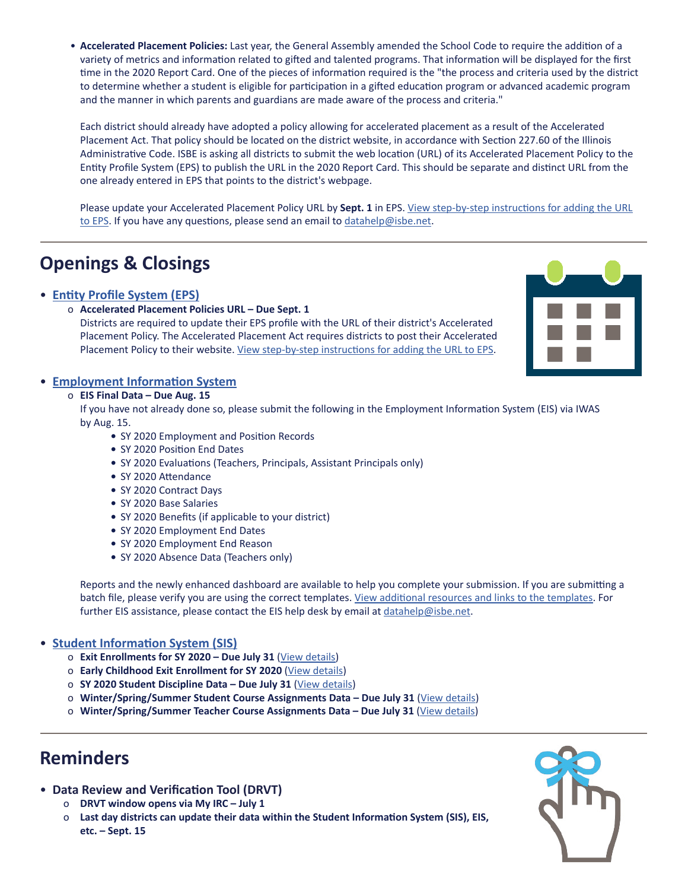- **Accelerated Placement Policies:** Last year, the General Assembly amended the School Code to require the addition of a variety of metrics and information related to gifted and talented programs. That information will be displayed for the first time in the 2020 Report Card. One of the pieces of information required is the "the process and criteria used by the district to determine whether a student is eligible for participation in a gifted education program or advanced academic program and the manner in which parents and guardians are made aware of the process and criteria."

  Each district should already have adopted a policy allowing for accelerated placement as a result of the Accelerated Placement Act. That policy should be located on the district website, in accordance with Section 227.60 of the Illinois Administrative Code. ISBE is asking all districts to submit the web location (URL) of its Accelerated Placement Policy to the Entity Profile System (EPS) to publish the URL in the 2020 Report Card. This should be separate and distinct URL from the one already entered in EPS that points to the district's webpage.

  Please update your Accelerated Placement Policy URL by **Sept. 1** in EPS. View step-by-step instructions for adding the URL to EPS. If you have any questions, please send an email to datahelp@isbe.net.

## Openings & Closings

- **Entity Profile System (EPS)**
  - **Accelerated Placement Policies URL – Due Sept. 1**
    Districts are required to update their EPS profile with the URL of their district's Accelerated Placement Policy. The Accelerated Placement Act requires districts to post their Accelerated Placement Policy to their website. View step-by-step instructions for adding the URL to EPS.

- **Employment Information System**
  - **EIS Final Data – Due Aug. 15**
    If you have not already done so, please submit the following in the Employment Information System (EIS) via IWAS by Aug. 15.
    - SY 2020 Employment and Position Records
    - SY 2020 Position End Dates
    - SY 2020 Evaluations (Teachers, Principals, Assistant Principals only)
    - SY 2020 Attendance
    - SY 2020 Contract Days
    - SY 2020 Base Salaries
    - SY 2020 Benefits (if applicable to your district)
    - SY 2020 Employment End Dates
    - SY 2020 Employment End Reason
    - SY 2020 Absence Data (Teachers only)

    Reports and the newly enhanced dashboard are available to help you complete your submission. If you are submitting a batch file, please verify you are using the correct templates. View additional resources and links to the templates. For further EIS assistance, please contact the EIS help desk by email at datahelp@isbe.net.

- **Student Information System (SIS)**
  - **Exit Enrollments for SY 2020 – Due July 31** (View details)
  - **Early Childhood Exit Enrollment for SY 2020** (View details)
  - **SY 2020 Student Discipline Data – Due July 31** (View details)
  - **Winter/Spring/Summer Student Course Assignments Data – Due July 31** (View details)
  - **Winter/Spring/Summer Teacher Course Assignments Data – Due July 31** (View details)

## Reminders

- **Data Review and Verification Tool (DRVT)**
  - **DRVT window opens via My IRC – July 1**
  - **Last day districts can update their data within the Student Information System (SIS), EIS, etc. – Sept. 15**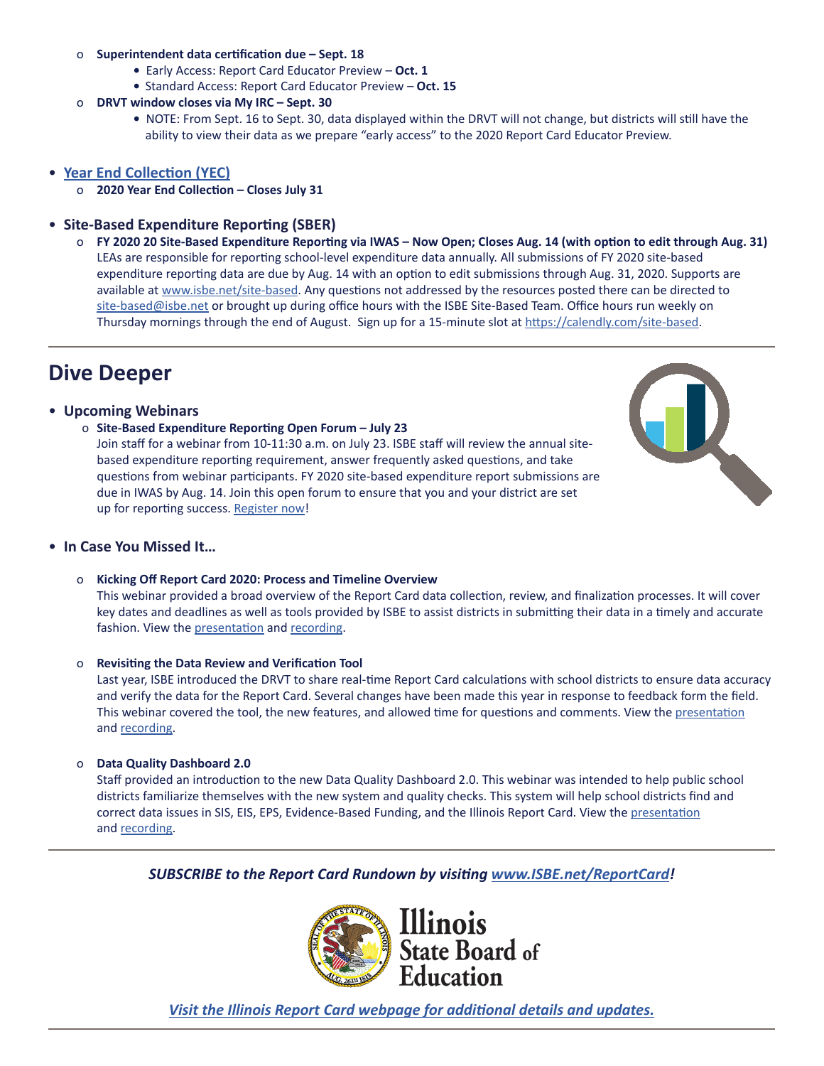- **Superintendent data certification due – Sept. 18**
  - Early Access: Report Card Educator Preview – **Oct. 1**
  - Standard Access: Report Card Educator Preview – **Oct. 15**
- **DRVT window closes via My IRC – Sept. 30**
  - NOTE: From Sept. 16 to Sept. 30, data displayed within the DRVT will not change, but districts will still have the ability to view their data as we prepare "early access" to the 2020 Report Card Educator Preview.

- **Year End Collection (YEC)**
  - **2020 Year End Collection – Closes July 31**

- **Site-Based Expenditure Reporting (SBER)**
  - **FY 2020 20 Site-Based Expenditure Reporting via IWAS – Now Open; Closes Aug. 14 (with option to edit through Aug. 31)**
    LEAs are responsible for reporting school-level expenditure data annually. All submissions of FY 2020 site-based expenditure reporting data are due by Aug. 14 with an option to edit submissions through Aug. 31, 2020. Supports are available at www.isbe.net/site-based. Any questions not addressed by the resources posted there can be directed to site-based@isbe.net or brought up during office hours with the ISBE Site-Based Team. Office hours run weekly on Thursday mornings through the end of August. Sign up for a 15-minute slot at https://calendly.com/site-based.

## Dive Deeper

- **Upcoming Webinars**
  - **Site-Based Expenditure Reporting Open Forum – July 23**
    Join staff for a webinar from 10-11:30 a.m. on July 23. ISBE staff will review the annual site-based expenditure reporting requirement, answer frequently asked questions, and take questions from webinar participants. FY 2020 site-based expenditure report submissions are due in IWAS by Aug. 14. Join this open forum to ensure that you and your district are set up for reporting success. Register now!

- **In Case You Missed It…**
  - **Kicking Off Report Card 2020: Process and Timeline Overview**
    This webinar provided a broad overview of the Report Card data collection, review, and finalization processes. It will cover key dates and deadlines as well as tools provided by ISBE to assist districts in submitting their data in a timely and accurate fashion. View the presentation and recording.

  - **Revisiting the Data Review and Verification Tool**
    Last year, ISBE introduced the DRVT to share real-time Report Card calculations with school districts to ensure data accuracy and verify the data for the Report Card. Several changes have been made this year in response to feedback form the field. This webinar covered the tool, the new features, and allowed time for questions and comments. View the presentation and recording.

  - **Data Quality Dashboard 2.0**
    Staff provided an introduction to the new Data Quality Dashboard 2.0. This webinar was intended to help public school districts familiarize themselves with the new system and quality checks. This system will help school districts find and correct data issues in SIS, EIS, EPS, Evidence-Based Funding, and the Illinois Report Card. View the presentation and recording.

***SUBSCRIBE to the Report Card Rundown by visiting www.ISBE.net/ReportCard!***

Illinois State Board of Education

*Visit the Illinois Report Card webpage for additional details and updates.*